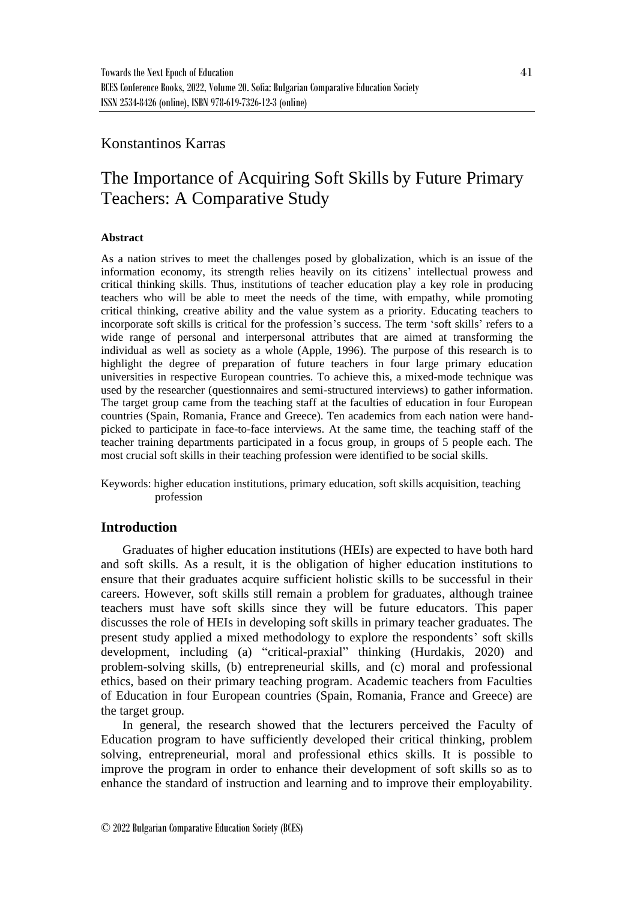Konstantinos Karras

# The Importance of Acquiring Soft Skills by Future Primary Teachers: A Comparative Study

#### Abstract

As a nation strives to meet the challenges posed by globalization, which is an issue of the information economy, its strength relies heavily on its citizens' intellectual prowess and critical thinking skills. Thus, institutions of teacher education play a key role in producing teachers who will be able to meet the needs of the time, with empathy, while promoting critical thinking, creative ability and the value system as a priority. Educating teachers to incorporate soft skills is critical for the profession's success. The term 'soft skills' refers to a wide range of personal and interpersonal attributes that are aimed at transforming the individual as well as society as a whole (Apple, 1996). The purpose of this research is to highlight the degree of preparation of future teachers in four large primary education universities in respective European countries. To achieve this, a mixed-mode technique was used by the researcher (questionnaires and semi-structured interviews) to gather information. The target group came from the teaching staff at the faculties of education in four European countries (Spain, Romania, France and Greece). Ten academics from each nation were hand-picked to participate in face-to-face interviews. At the same time, the teaching staff of the teacher training departments participated in a focus group, in groups of 5 people each. The most crucial soft skills in their teaching profession were identified to be social skills.

Keywords: higher education institutions, primary education, soft skills acquisition, teaching profession

## Introduction

Graduates of higher education institutions (HEIs) are expected to have both hard and soft skills. As a result, it is the obligation of higher education institutions to ensure that their graduates acquire sufficient holistic skills to be successful in their careers. However, soft skills still remain a problem for graduates, although trainee teachers must have soft skills since they will be future educators. This paper discusses the role of HEIs in developing soft skills in primary teacher graduates. The present study applied a mixed methodology to explore the respondents' soft skills development, including (a) "critical-praxial" thinking (Hurdakis, 2020) and problem-solving skills, (b) entrepreneurial skills, and (c) moral and professional ethics, based on their primary teaching program. Academic teachers from Faculties of Education in four European countries (Spain, Romania, France and Greece) are the target group.

In general, the research showed that the lecturers perceived the Faculty of Education program to have sufficiently developed their critical thinking, problem solving, entrepreneurial, moral and professional ethics skills. It is possible to improve the program in order to enhance their development of soft skills so as to enhance the standard of instruction and learning and to improve their employability.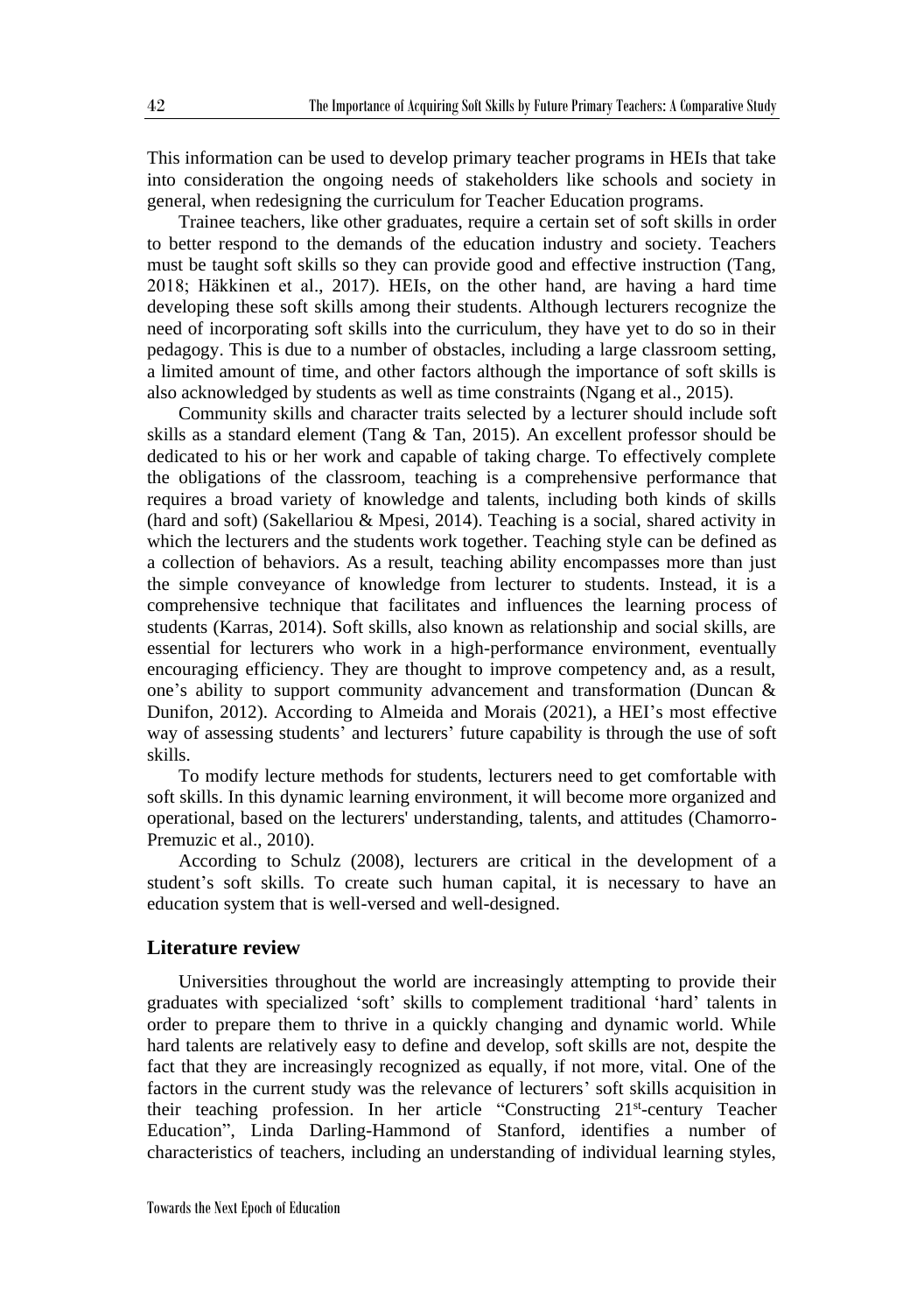This information can be used to develop primary teacher programs in HEIs that take into consideration the ongoing needs of stakeholders like schools and society in general, when redesigning the curriculum for Teacher Education programs.

Trainee teachers, like other graduates, require a certain set of soft skills in order to better respond to the demands of the education industry and society. Teachers must be taught soft skills so they can provide good and effective instruction (Tang, 2018; Häkkinen et al., 2017). HEIs, on the other hand, are having a hard time developing these soft skills among their students. Although lecturers recognize the need of incorporating soft skills into the curriculum, they have yet to do so in their pedagogy. This is due to a number of obstacles, including a large classroom setting, a limited amount of time, and other factors although the importance of soft skills is also acknowledged by students as well as time constraints (Ngang et al., 2015).

Community skills and character traits selected by a lecturer should include soft skills as a standard element (Tang & Tan, 2015). An excellent professor should be dedicated to his or her work and capable of taking charge. To effectively complete the obligations of the classroom, teaching is a comprehensive performance that requires a broad variety of knowledge and talents, including both kinds of skills (hard and soft) (Sakellariou & Mpesi, 2014). Teaching is a social, shared activity in which the lecturers and the students work together. Teaching style can be defined as a collection of behaviors. As a result, teaching ability encompasses more than just the simple conveyance of knowledge from lecturer to students. Instead, it is a comprehensive technique that facilitates and influences the learning process of students (Karras, 2014). Soft skills, also known as relationship and social skills, are essential for lecturers who work in a high-performance environment, eventually encouraging efficiency. They are thought to improve competency and, as a result, one's ability to support community advancement and transformation (Duncan & Dunifon, 2012). According to Almeida and Morais (2021), a HEI's most effective way of assessing students' and lecturers' future capability is through the use of soft skills.

To modify lecture methods for students, lecturers need to get comfortable with soft skills. In this dynamic learning environment, it will become more organized and operational, based on the lecturers' understanding, talents, and attitudes (Chamorro-Premuzic et al., 2010).

According to Schulz (2008), lecturers are critical in the development of a student's soft skills. To create such human capital, it is necessary to have an education system that is well-versed and well-designed.

## Literature review

Universities throughout the world are increasingly attempting to provide their graduates with specialized 'soft' skills to complement traditional 'hard' talents in order to prepare them to thrive in a quickly changing and dynamic world. While hard talents are relatively easy to define and develop, soft skills are not, despite the fact that they are increasingly recognized as equally, if not more, vital. One of the factors in the current study was the relevance of lecturers' soft skills acquisition in their teaching profession. In her article "Constructing 21st-century Teacher Education", Linda Darling-Hammond of Stanford, identifies a number of characteristics of teachers, including an understanding of individual learning styles,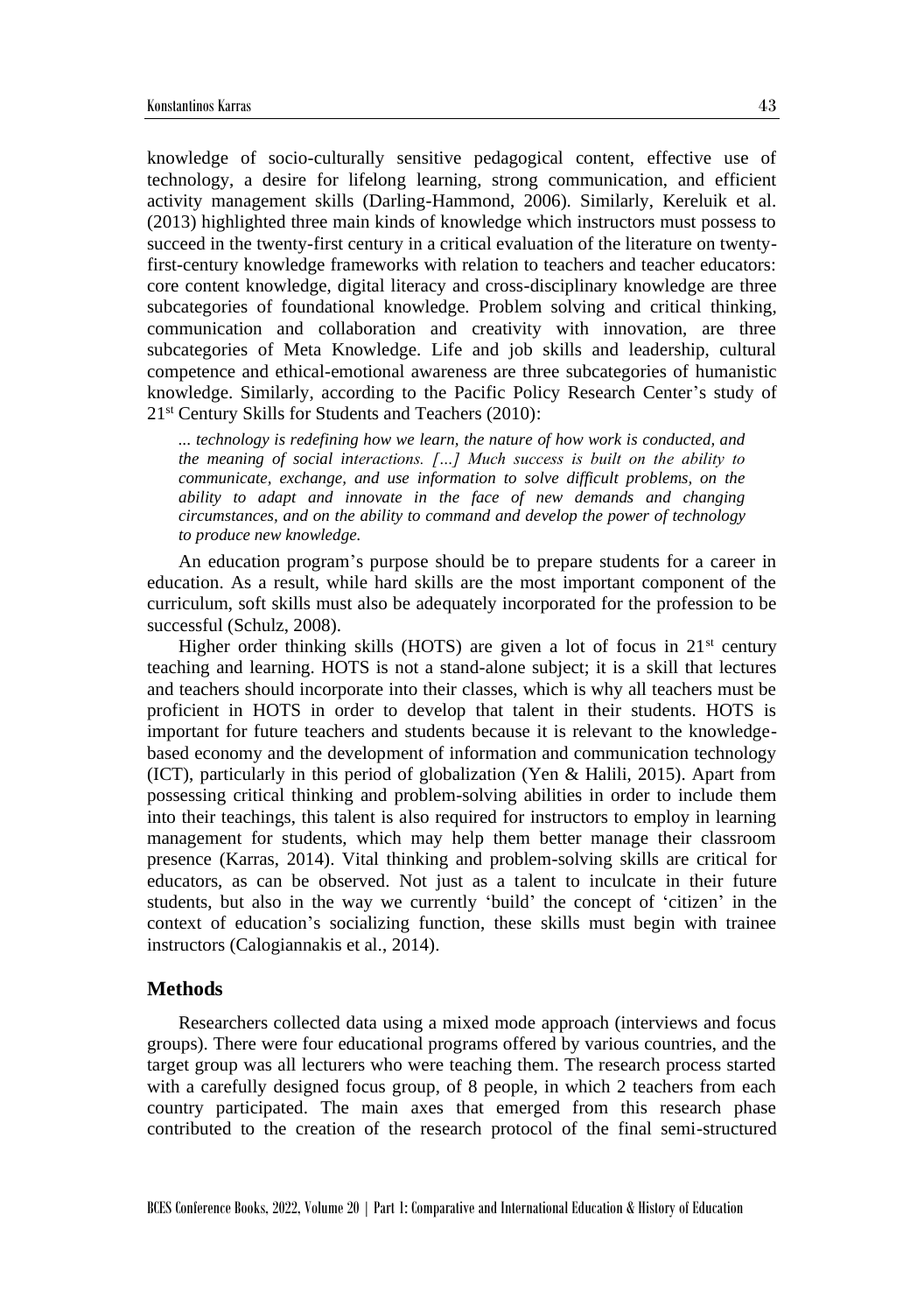knowledge of socio-culturally sensitive pedagogical content, effective use of technology, a desire for lifelong learning, strong communication, and efficient activity management skills (Darling-Hammond, 2006). Similarly, Kereluik et al. (2013) highlighted three main kinds of knowledge which instructors must possess to succeed in the twenty-first century in a critical evaluation of the literature on twenty-first-century knowledge frameworks with relation to teachers and teacher educators: core content knowledge, digital literacy and cross-disciplinary knowledge are three subcategories of foundational knowledge. Problem solving and critical thinking, communication and collaboration and creativity with innovation, are three subcategories of Meta Knowledge. Life and job skills and leadership, cultural competence and ethical-emotional awareness are three subcategories of humanistic knowledge. Similarly, according to the Pacific Policy Research Center's study of 21st Century Skills for Students and Teachers (2010):

> *... technology is redefining how we learn, the nature of how work is conducted, and the meaning of social interactions. […] Much success is built on the ability to communicate, exchange, and use information to solve difficult problems, on the ability to adapt and innovate in the face of new demands and changing circumstances, and on the ability to command and develop the power of technology to produce new knowledge.*

An education program's purpose should be to prepare students for a career in education. As a result, while hard skills are the most important component of the curriculum, soft skills must also be adequately incorporated for the profession to be successful (Schulz, 2008).

Higher order thinking skills (HOTS) are given a lot of focus in 21st century teaching and learning. HOTS is not a stand-alone subject; it is a skill that lectures and teachers should incorporate into their classes, which is why all teachers must be proficient in HOTS in order to develop that talent in their students. HOTS is important for future teachers and students because it is relevant to the knowledge-based economy and the development of information and communication technology (ICT), particularly in this period of globalization (Yen & Halili, 2015). Apart from possessing critical thinking and problem-solving abilities in order to include them into their teachings, this talent is also required for instructors to employ in learning management for students, which may help them better manage their classroom presence (Karras, 2014). Vital thinking and problem-solving skills are critical for educators, as can be observed. Not just as a talent to inculcate in their future students, but also in the way we currently 'build' the concept of 'citizen' in the context of education's socializing function, these skills must begin with trainee instructors (Calogiannakis et al., 2014).

## Methods

Researchers collected data using a mixed mode approach (interviews and focus groups). There were four educational programs offered by various countries, and the target group was all lecturers who were teaching them. The research process started with a carefully designed focus group, of 8 people, in which 2 teachers from each country participated. The main axes that emerged from this research phase contributed to the creation of the research protocol of the final semi-structured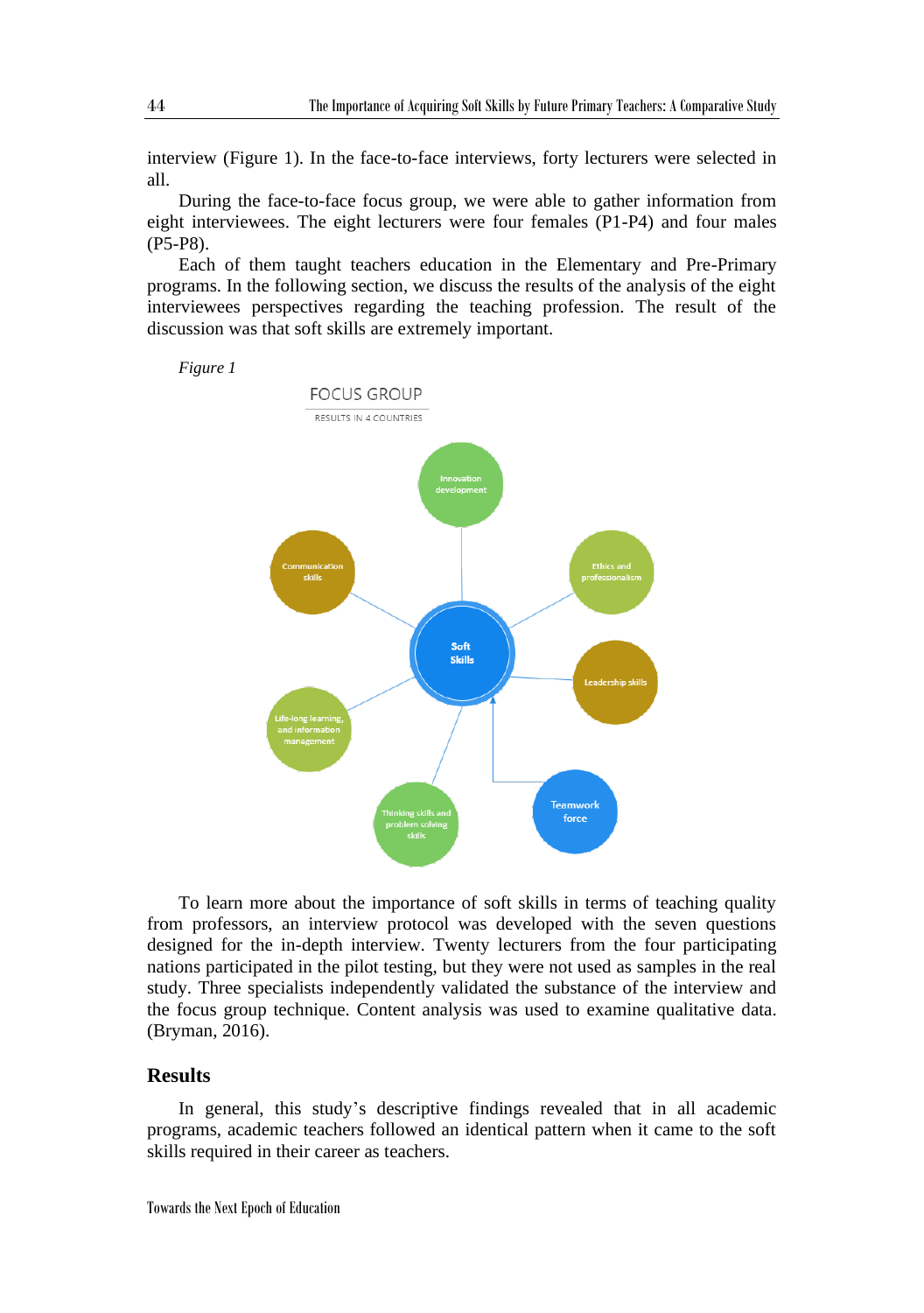interview (Figure 1). In the face-to-face interviews, forty lecturers were selected in all.

During the face-to-face focus group, we were able to gather information from eight interviewees. The eight lecturers were four females (P1-P4) and four males (P5-P8).

Each of them taught teachers education in the Elementary and Pre-Primary programs. In the following section, we discuss the results of the analysis of the eight interviewees perspectives regarding the teaching profession. The result of the discussion was that soft skills are extremely important.

*Figure 1*

FOCUS GROUP

RESULTS IN 4 COUNTRIES

Soft Skills

Innovation development

Ethics and professionalism

Leadership skills

Teamwork force

Thinking skills and problem solving skills

Life-long learning, and information management

Communication skills

To learn more about the importance of soft skills in terms of teaching quality from professors, an interview protocol was developed with the seven questions designed for the in-depth interview. Twenty lecturers from the four participating nations participated in the pilot testing, but they were not used as samples in the real study. Three specialists independently validated the substance of the interview and the focus group technique. Content analysis was used to examine qualitative data. (Bryman, 2016).

## Results

In general, this study's descriptive findings revealed that in all academic programs, academic teachers followed an identical pattern when it came to the soft skills required in their career as teachers.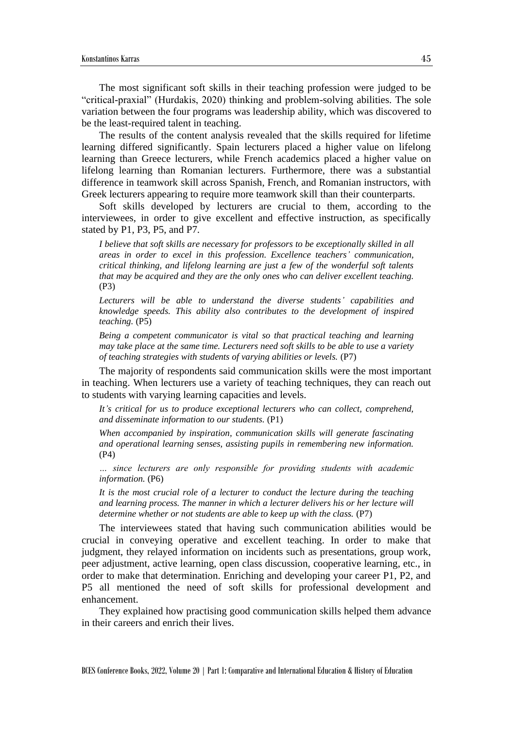The most significant soft skills in their teaching profession were judged to be "critical-praxial" (Hurdakis, 2020) thinking and problem-solving abilities. The sole variation between the four programs was leadership ability, which was discovered to be the least-required talent in teaching.

The results of the content analysis revealed that the skills required for lifetime learning differed significantly. Spain lecturers placed a higher value on lifelong learning than Greece lecturers, while French academics placed a higher value on lifelong learning than Romanian lecturers. Furthermore, there was a substantial difference in teamwork skill across Spanish, French, and Romanian instructors, with Greek lecturers appearing to require more teamwork skill than their counterparts.

Soft skills developed by lecturers are crucial to them, according to the interviewees, in order to give excellent and effective instruction, as specifically stated by P1, P3, P5, and P7.

> *I believe that soft skills are necessary for professors to be exceptionally skilled in all areas in order to excel in this profession. Excellence teachers' communication, critical thinking, and lifelong learning are just a few of the wonderful soft talents that may be acquired and they are the only ones who can deliver excellent teaching.* (P3)

> *Lecturers will be able to understand the diverse students' capabilities and knowledge speeds. This ability also contributes to the development of inspired teaching.* (P5)

> *Being a competent communicator is vital so that practical teaching and learning may take place at the same time. Lecturers need soft skills to be able to use a variety of teaching strategies with students of varying abilities or levels.* (P7)

The majority of respondents said communication skills were the most important in teaching. When lecturers use a variety of teaching techniques, they can reach out to students with varying learning capacities and levels.

> *It's critical for us to produce exceptional lecturers who can collect, comprehend, and disseminate information to our students.* (P1)

> *When accompanied by inspiration, communication skills will generate fascinating and operational learning senses, assisting pupils in remembering new information.* (P4)

> *… since lecturers are only responsible for providing students with academic information.* (P6)

> *It is the most crucial role of a lecturer to conduct the lecture during the teaching and learning process. The manner in which a lecturer delivers his or her lecture will determine whether or not students are able to keep up with the class.* (P7)

The interviewees stated that having such communication abilities would be crucial in conveying operative and excellent teaching. In order to make that judgment, they relayed information on incidents such as presentations, group work, peer adjustment, active learning, open class discussion, cooperative learning, etc., in order to make that determination. Enriching and developing your career P1, P2, and P5 all mentioned the need of soft skills for professional development and enhancement.

They explained how practising good communication skills helped them advance in their careers and enrich their lives.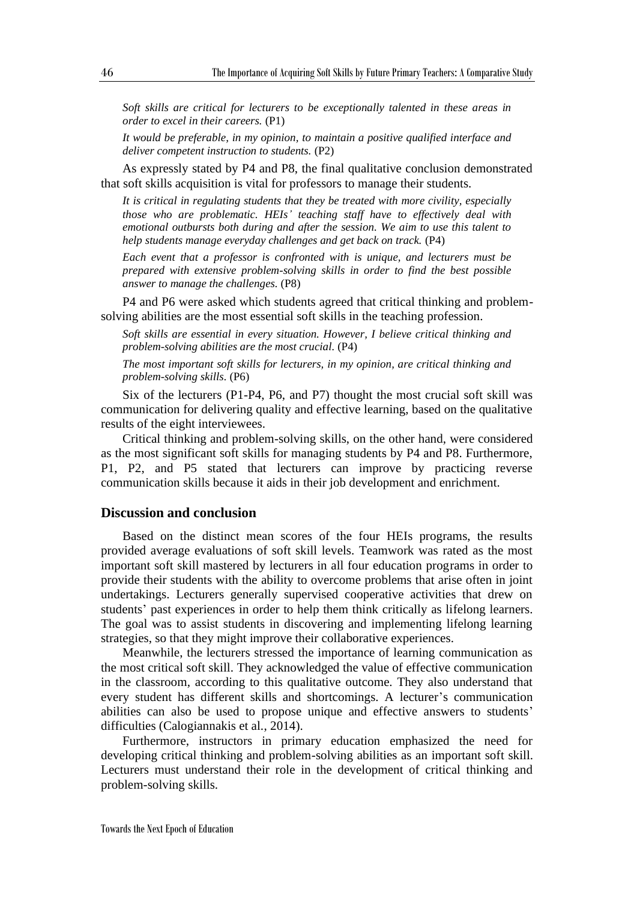*Soft skills are critical for lecturers to be exceptionally talented in these areas in order to excel in their careers.* (P1)

*It would be preferable, in my opinion, to maintain a positive qualified interface and deliver competent instruction to students.* (P2)

As expressly stated by P4 and P8, the final qualitative conclusion demonstrated that soft skills acquisition is vital for professors to manage their students.

*It is critical in regulating students that they be treated with more civility, especially those who are problematic. HEIs' teaching staff have to effectively deal with emotional outbursts both during and after the session. We aim to use this talent to help students manage everyday challenges and get back on track.* (P4)

*Each event that a professor is confronted with is unique, and lecturers must be prepared with extensive problem-solving skills in order to find the best possible answer to manage the challenges.* (P8)

P4 and P6 were asked which students agreed that critical thinking and problem-solving abilities are the most essential soft skills in the teaching profession.

*Soft skills are essential in every situation. However, I believe critical thinking and problem-solving abilities are the most crucial.* (P4)

*The most important soft skills for lecturers, in my opinion, are critical thinking and problem-solving skills.* (P6)

Six of the lecturers (P1-P4, P6, and P7) thought the most crucial soft skill was communication for delivering quality and effective learning, based on the qualitative results of the eight interviewees.

Critical thinking and problem-solving skills, on the other hand, were considered as the most significant soft skills for managing students by P4 and P8. Furthermore, P1, P2, and P5 stated that lecturers can improve by practicing reverse communication skills because it aids in their job development and enrichment.

## Discussion and conclusion

Based on the distinct mean scores of the four HEIs programs, the results provided average evaluations of soft skill levels. Teamwork was rated as the most important soft skill mastered by lecturers in all four education programs in order to provide their students with the ability to overcome problems that arise often in joint undertakings. Lecturers generally supervised cooperative activities that drew on students' past experiences in order to help them think critically as lifelong learners. The goal was to assist students in discovering and implementing lifelong learning strategies, so that they might improve their collaborative experiences.

Meanwhile, the lecturers stressed the importance of learning communication as the most critical soft skill. They acknowledged the value of effective communication in the classroom, according to this qualitative outcome. They also understand that every student has different skills and shortcomings. A lecturer's communication abilities can also be used to propose unique and effective answers to students' difficulties (Calogiannakis et al., 2014).

Furthermore, instructors in primary education emphasized the need for developing critical thinking and problem-solving abilities as an important soft skill. Lecturers must understand their role in the development of critical thinking and problem-solving skills.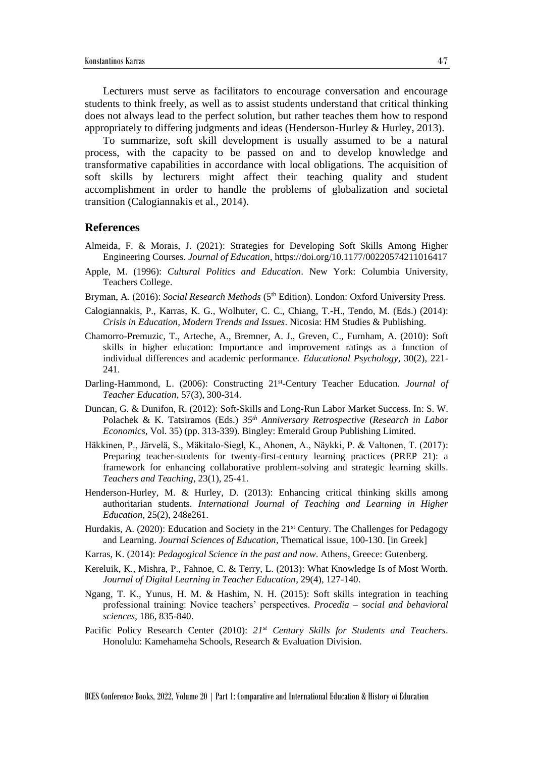Lecturers must serve as facilitators to encourage conversation and encourage students to think freely, as well as to assist students understand that critical thinking does not always lead to the perfect solution, but rather teaches them how to respond appropriately to differing judgments and ideas (Henderson-Hurley & Hurley, 2013).

To summarize, soft skill development is usually assumed to be a natural process, with the capacity to be passed on and to develop knowledge and transformative capabilities in accordance with local obligations. The acquisition of soft skills by lecturers might affect their teaching quality and student accomplishment in order to handle the problems of globalization and societal transition (Calogiannakis et al., 2014).

## References

Almeida, F. & Morais, J. (2021): Strategies for Developing Soft Skills Among Higher Engineering Courses. *Journal of Education*, https://doi.org/10.1177/00220574211016417

Apple, M. (1996): *Cultural Politics and Education*. New York: Columbia University, Teachers College.

Bryman, A. (2016): *Social Research Methods* (5th Edition). London: Oxford University Press.

Calogiannakis, P., Karras, K. G., Wolhuter, C. C., Chiang, T.-H., Tendo, M. (Eds.) (2014): *Crisis in Education, Modern Trends and Issues*. Nicosia: HM Studies & Publishing.

Chamorro-Premuzic, T., Arteche, A., Bremner, A. J., Greven, C., Furnham, A. (2010): Soft skills in higher education: Importance and improvement ratings as a function of individual differences and academic performance. *Educational Psychology*, 30(2), 221-241.

Darling-Hammond, L. (2006): Constructing 21st-Century Teacher Education. *Journal of Teacher Education*, 57(3), 300-314.

Duncan, G. & Dunifon, R. (2012): Soft-Skills and Long-Run Labor Market Success. In: S. W. Polachek & K. Tatsiramos (Eds.) *35th Anniversary Retrospective* (*Research in Labor Economics*, Vol. 35) (pp. 313-339). Bingley: Emerald Group Publishing Limited.

Häkkinen, P., Järvelä, S., Mäkitalo-Siegl, K., Ahonen, A., Näykki, P. & Valtonen, T. (2017): Preparing teacher-students for twenty-first-century learning practices (PREP 21): a framework for enhancing collaborative problem-solving and strategic learning skills. *Teachers and Teaching*, 23(1), 25-41.

Henderson-Hurley, M. & Hurley, D. (2013): Enhancing critical thinking skills among authoritarian students. *International Journal of Teaching and Learning in Higher Education*, 25(2), 248e261.

Hurdakis, A. (2020): Education and Society in the 21st Century. The Challenges for Pedagogy and Learning. *Journal Sciences of Education*, Thematical issue, 100-130. [in Greek]

Karras, K. (2014): *Pedagogical Science in the past and now*. Athens, Greece: Gutenberg.

Kereluik, K., Mishra, P., Fahnoe, C. & Terry, L. (2013): What Knowledge Is of Most Worth. *Journal of Digital Learning in Teacher Education*, 29(4), 127-140.

Ngang, T. K., Yunus, H. M. & Hashim, N. H. (2015): Soft skills integration in teaching professional training: Novice teachers' perspectives. *Procedia – social and behavioral sciences*, 186, 835-840.

Pacific Policy Research Center (2010): *21st Century Skills for Students and Teachers*. Honolulu: Kamehameha Schools, Research & Evaluation Division.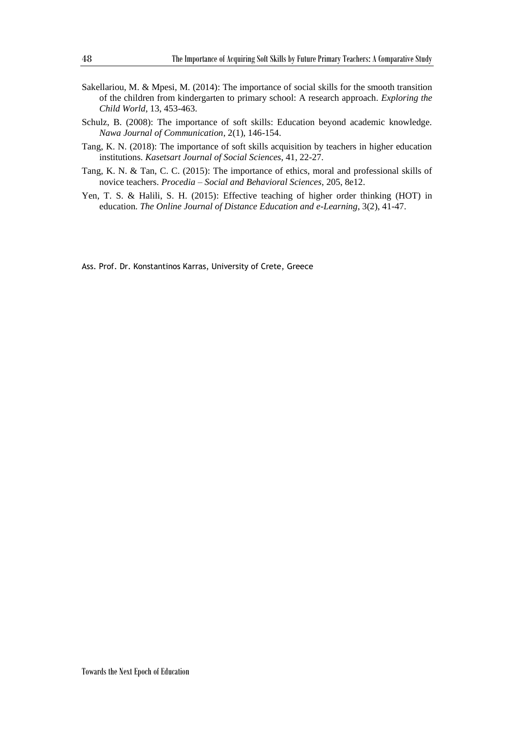Sakellariou, M. & Mpesi, M. (2014): The importance of social skills for the smooth transition of the children from kindergarten to primary school: A research approach. *Exploring the Child World*, 13, 453-463.

Schulz, B. (2008): The importance of soft skills: Education beyond academic knowledge. *Nawa Journal of Communication*, 2(1), 146-154.

Tang, K. N. (2018): The importance of soft skills acquisition by teachers in higher education institutions. *Kasetsart Journal of Social Sciences*, 41, 22-27.

Tang, K. N. & Tan, C. C. (2015): The importance of ethics, moral and professional skills of novice teachers. *Procedia – Social and Behavioral Sciences*, 205, 8e12.

Yen, T. S. & Halili, S. H. (2015): Effective teaching of higher order thinking (HOT) in education. *The Online Journal of Distance Education and e-Learning*, 3(2), 41-47.

Ass. Prof. Dr. Konstantinos Karras, University of Crete, Greece